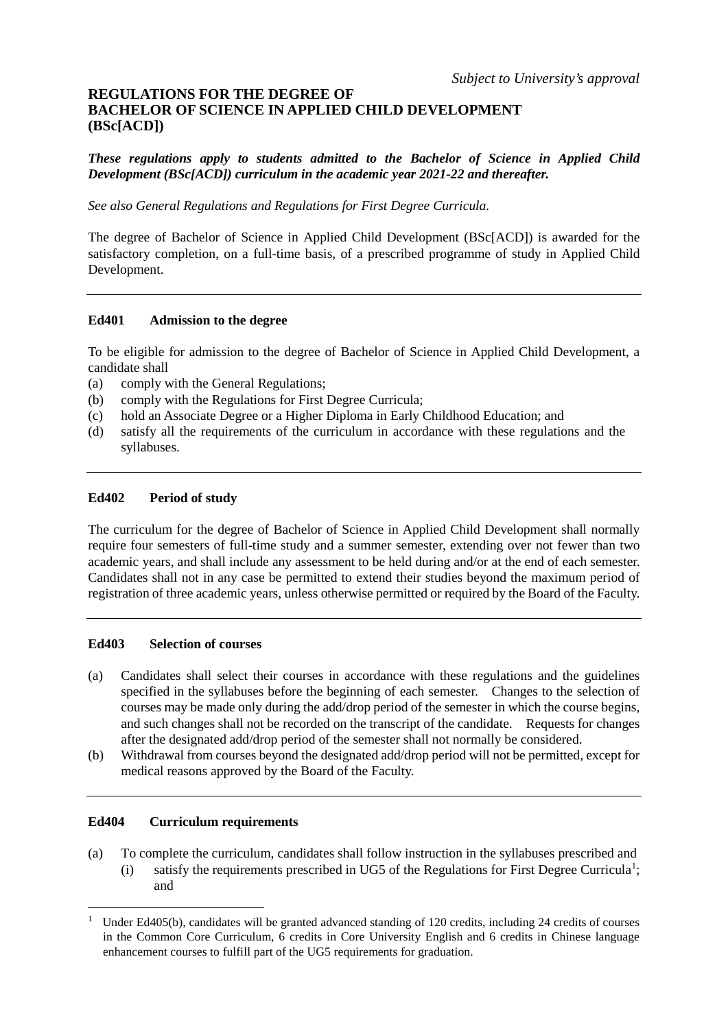*Subject to University's approval*

# REGULATIONS FOR THE DEGREE OF BACHELOR OF SCIENCE IN APPLIED CHILD DEVELOPMENT (BSc[ACD])

***These regulations apply to students admitted to the Bachelor of Science in Applied Child Development (BSc[ACD]) curriculum in the academic year 2021-22 and thereafter.***

*See also General Regulations and Regulations for First Degree Curricula.*

The degree of Bachelor of Science in Applied Child Development (BSc[ACD]) is awarded for the satisfactory completion, on a full-time basis, of a prescribed programme of study in Applied Child Development.

---

### Ed401 Admission to the degree

To be eligible for admission to the degree of Bachelor of Science in Applied Child Development, a candidate shall

(a) comply with the General Regulations;
(b) comply with the Regulations for First Degree Curricula;
(c) hold an Associate Degree or a Higher Diploma in Early Childhood Education; and
(d) satisfy all the requirements of the curriculum in accordance with these regulations and the syllabuses.

---

### Ed402 Period of study

The curriculum for the degree of Bachelor of Science in Applied Child Development shall normally require four semesters of full-time study and a summer semester, extending over not fewer than two academic years, and shall include any assessment to be held during and/or at the end of each semester. Candidates shall not in any case be permitted to extend their studies beyond the maximum period of registration of three academic years, unless otherwise permitted or required by the Board of the Faculty.

---

### Ed403 Selection of courses

(a) Candidates shall select their courses in accordance with these regulations and the guidelines specified in the syllabuses before the beginning of each semester. Changes to the selection of courses may be made only during the add/drop period of the semester in which the course begins, and such changes shall not be recorded on the transcript of the candidate. Requests for changes after the designated add/drop period of the semester shall not normally be considered.
(b) Withdrawal from courses beyond the designated add/drop period will not be permitted, except for medical reasons approved by the Board of the Faculty.

---

### Ed404 Curriculum requirements

(a) To complete the curriculum, candidates shall follow instruction in the syllabuses prescribed and
   (i) satisfy the requirements prescribed in UG5 of the Regulations for First Degree Curricula[1]; and

---

[1] Under Ed405(b), candidates will be granted advanced standing of 120 credits, including 24 credits of courses in the Common Core Curriculum, 6 credits in Core University English and 6 credits in Chinese language enhancement courses to fulfill part of the UG5 requirements for graduation.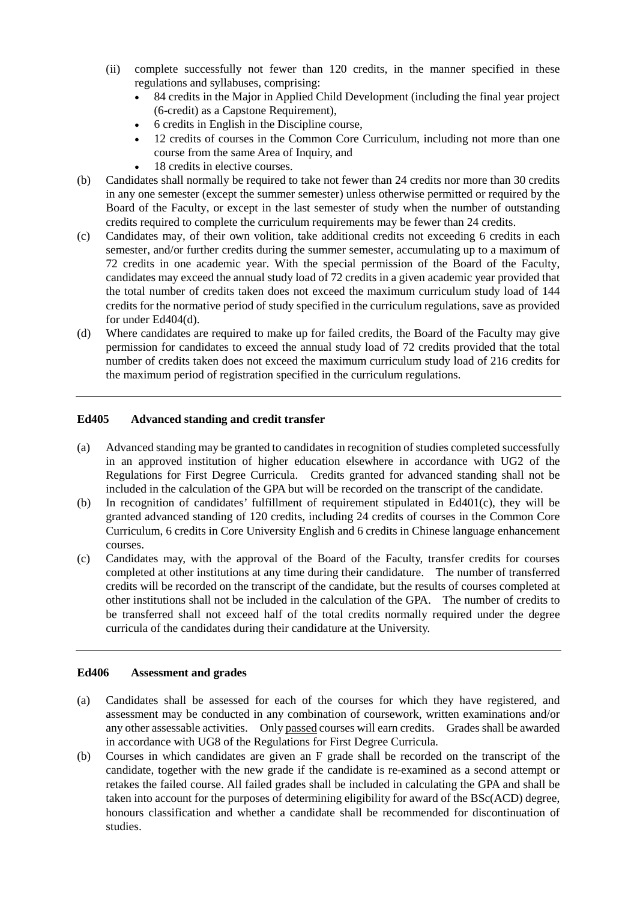(ii) complete successfully not fewer than 120 credits, in the manner specified in these regulations and syllabuses, comprising:
- 84 credits in the Major in Applied Child Development (including the final year project (6-credit) as a Capstone Requirement),
- 6 credits in English in the Discipline course,
- 12 credits of courses in the Common Core Curriculum, including not more than one course from the same Area of Inquiry, and
- 18 credits in elective courses.

(b) Candidates shall normally be required to take not fewer than 24 credits nor more than 30 credits in any one semester (except the summer semester) unless otherwise permitted or required by the Board of the Faculty, or except in the last semester of study when the number of outstanding credits required to complete the curriculum requirements may be fewer than 24 credits.

(c) Candidates may, of their own volition, take additional credits not exceeding 6 credits in each semester, and/or further credits during the summer semester, accumulating up to a maximum of 72 credits in one academic year. With the special permission of the Board of the Faculty, candidates may exceed the annual study load of 72 credits in a given academic year provided that the total number of credits taken does not exceed the maximum curriculum study load of 144 credits for the normative period of study specified in the curriculum regulations, save as provided for under Ed404(d).

(d) Where candidates are required to make up for failed credits, the Board of the Faculty may give permission for candidates to exceed the annual study load of 72 credits provided that the total number of credits taken does not exceed the maximum curriculum study load of 216 credits for the maximum period of registration specified in the curriculum regulations.

---

**Ed405 Advanced standing and credit transfer**

(a) Advanced standing may be granted to candidates in recognition of studies completed successfully in an approved institution of higher education elsewhere in accordance with UG2 of the Regulations for First Degree Curricula. Credits granted for advanced standing shall not be included in the calculation of the GPA but will be recorded on the transcript of the candidate.

(b) In recognition of candidates' fulfillment of requirement stipulated in Ed401(c), they will be granted advanced standing of 120 credits, including 24 credits of courses in the Common Core Curriculum, 6 credits in Core University English and 6 credits in Chinese language enhancement courses.

(c) Candidates may, with the approval of the Board of the Faculty, transfer credits for courses completed at other institutions at any time during their candidature. The number of transferred credits will be recorded on the transcript of the candidate, but the results of courses completed at other institutions shall not be included in the calculation of the GPA. The number of credits to be transferred shall not exceed half of the total credits normally required under the degree curricula of the candidates during their candidature at the University.

---

**Ed406 Assessment and grades**

(a) Candidates shall be assessed for each of the courses for which they have registered, and assessment may be conducted in any combination of coursework, written examinations and/or any other assessable activities. Only passed courses will earn credits. Grades shall be awarded in accordance with UG8 of the Regulations for First Degree Curricula.

(b) Courses in which candidates are given an F grade shall be recorded on the transcript of the candidate, together with the new grade if the candidate is re-examined as a second attempt or retakes the failed course. All failed grades shall be included in calculating the GPA and shall be taken into account for the purposes of determining eligibility for award of the BSc(ACD) degree, honours classification and whether a candidate shall be recommended for discontinuation of studies.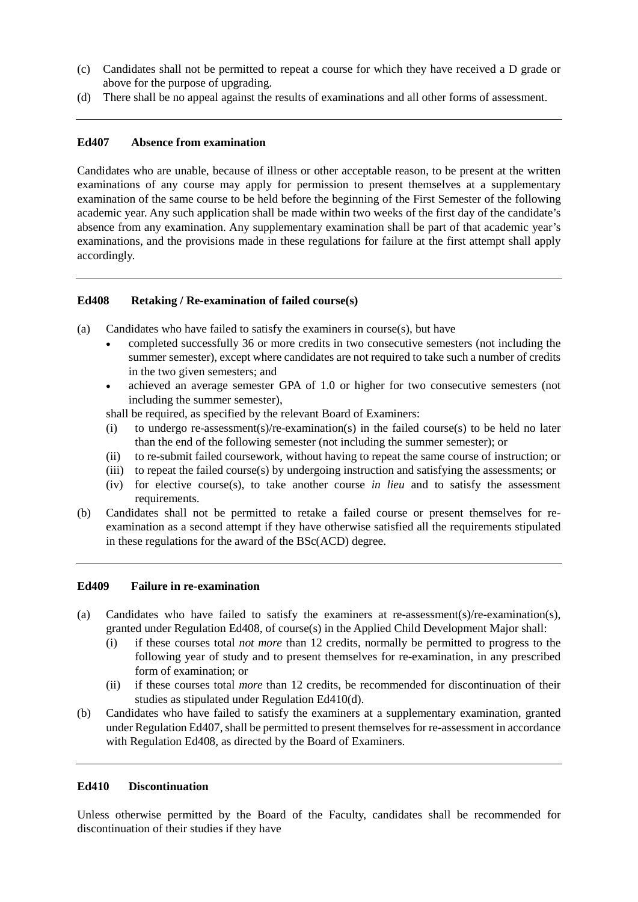(c) Candidates shall not be permitted to repeat a course for which they have received a D grade or above for the purpose of upgrading.

(d) There shall be no appeal against the results of examinations and all other forms of assessment.

---

**Ed407 Absence from examination**

Candidates who are unable, because of illness or other acceptable reason, to be present at the written examinations of any course may apply for permission to present themselves at a supplementary examination of the same course to be held before the beginning of the First Semester of the following academic year. Any such application shall be made within two weeks of the first day of the candidate's absence from any examination. Any supplementary examination shall be part of that academic year's examinations, and the provisions made in these regulations for failure at the first attempt shall apply accordingly.

---

**Ed408 Retaking / Re-examination of failed course(s)**

(a) Candidates who have failed to satisfy the examiners in course(s), but have

- completed successfully 36 or more credits in two consecutive semesters (not including the summer semester), except where candidates are not required to take such a number of credits in the two given semesters; and
- achieved an average semester GPA of 1.0 or higher for two consecutive semesters (not including the summer semester),

shall be required, as specified by the relevant Board of Examiners:

(i) to undergo re-assessment(s)/re-examination(s) in the failed course(s) to be held no later than the end of the following semester (not including the summer semester); or

(ii) to re-submit failed coursework, without having to repeat the same course of instruction; or

(iii) to repeat the failed course(s) by undergoing instruction and satisfying the assessments; or

(iv) for elective course(s), to take another course *in lieu* and to satisfy the assessment requirements.

(b) Candidates shall not be permitted to retake a failed course or present themselves for re-examination as a second attempt if they have otherwise satisfied all the requirements stipulated in these regulations for the award of the BSc(ACD) degree.

---

**Ed409 Failure in re-examination**

(a) Candidates who have failed to satisfy the examiners at re-assessment(s)/re-examination(s), granted under Regulation Ed408, of course(s) in the Applied Child Development Major shall:

(i) if these courses total *not more* than 12 credits, normally be permitted to progress to the following year of study and to present themselves for re-examination, in any prescribed form of examination; or

(ii) if these courses total *more* than 12 credits, be recommended for discontinuation of their studies as stipulated under Regulation Ed410(d).

(b) Candidates who have failed to satisfy the examiners at a supplementary examination, granted under Regulation Ed407, shall be permitted to present themselves for re-assessment in accordance with Regulation Ed408, as directed by the Board of Examiners.

---

**Ed410 Discontinuation**

Unless otherwise permitted by the Board of the Faculty, candidates shall be recommended for discontinuation of their studies if they have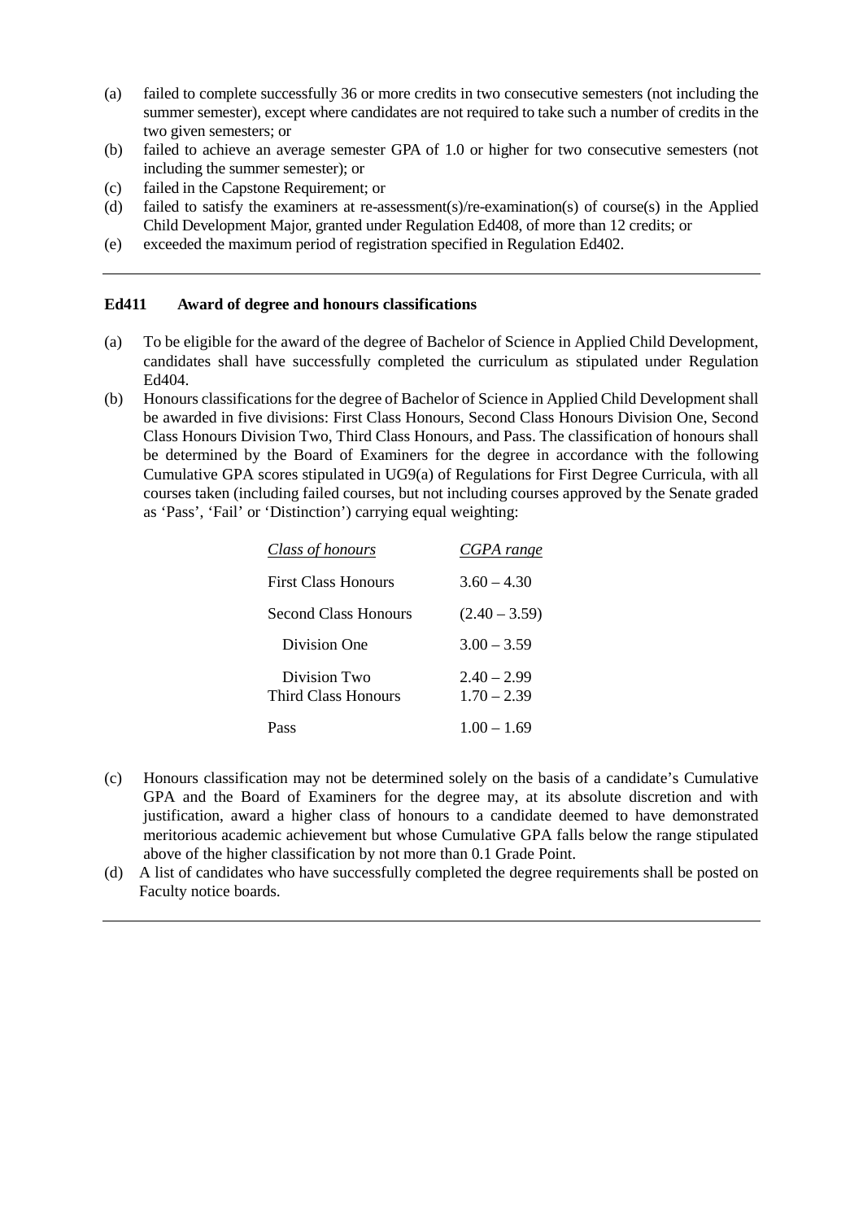(a) failed to complete successfully 36 or more credits in two consecutive semesters (not including the summer semester), except where candidates are not required to take such a number of credits in the two given semesters; or
(b) failed to achieve an average semester GPA of 1.0 or higher for two consecutive semesters (not including the summer semester); or
(c) failed in the Capstone Requirement; or
(d) failed to satisfy the examiners at re-assessment(s)/re-examination(s) of course(s) in the Applied Child Development Major, granted under Regulation Ed408, of more than 12 credits; or
(e) exceeded the maximum period of registration specified in Regulation Ed402.

---

**Ed411 Award of degree and honours classifications**

(a) To be eligible for the award of the degree of Bachelor of Science in Applied Child Development, candidates shall have successfully completed the curriculum as stipulated under Regulation Ed404.
(b) Honours classifications for the degree of Bachelor of Science in Applied Child Development shall be awarded in five divisions: First Class Honours, Second Class Honours Division One, Second Class Honours Division Two, Third Class Honours, and Pass. The classification of honours shall be determined by the Board of Examiners for the degree in accordance with the following Cumulative GPA scores stipulated in UG9(a) of Regulations for First Degree Curricula, with all courses taken (including failed courses, but not including courses approved by the Senate graded as 'Pass', 'Fail' or 'Distinction') carrying equal weighting:

| *Class of honours* | *CGPA range* |
|---|---|
| First Class Honours | 3.60 – 4.30 |
| Second Class Honours | (2.40 – 3.59) |
| Division One | 3.00 – 3.59 |
| Division Two | 2.40 – 2.99 |
| Third Class Honours | 1.70 – 2.39 |
| Pass | 1.00 – 1.69 |

(c) Honours classification may not be determined solely on the basis of a candidate's Cumulative GPA and the Board of Examiners for the degree may, at its absolute discretion and with justification, award a higher class of honours to a candidate deemed to have demonstrated meritorious academic achievement but whose Cumulative GPA falls below the range stipulated above of the higher classification by not more than 0.1 Grade Point.
(d) A list of candidates who have successfully completed the degree requirements shall be posted on Faculty notice boards.

---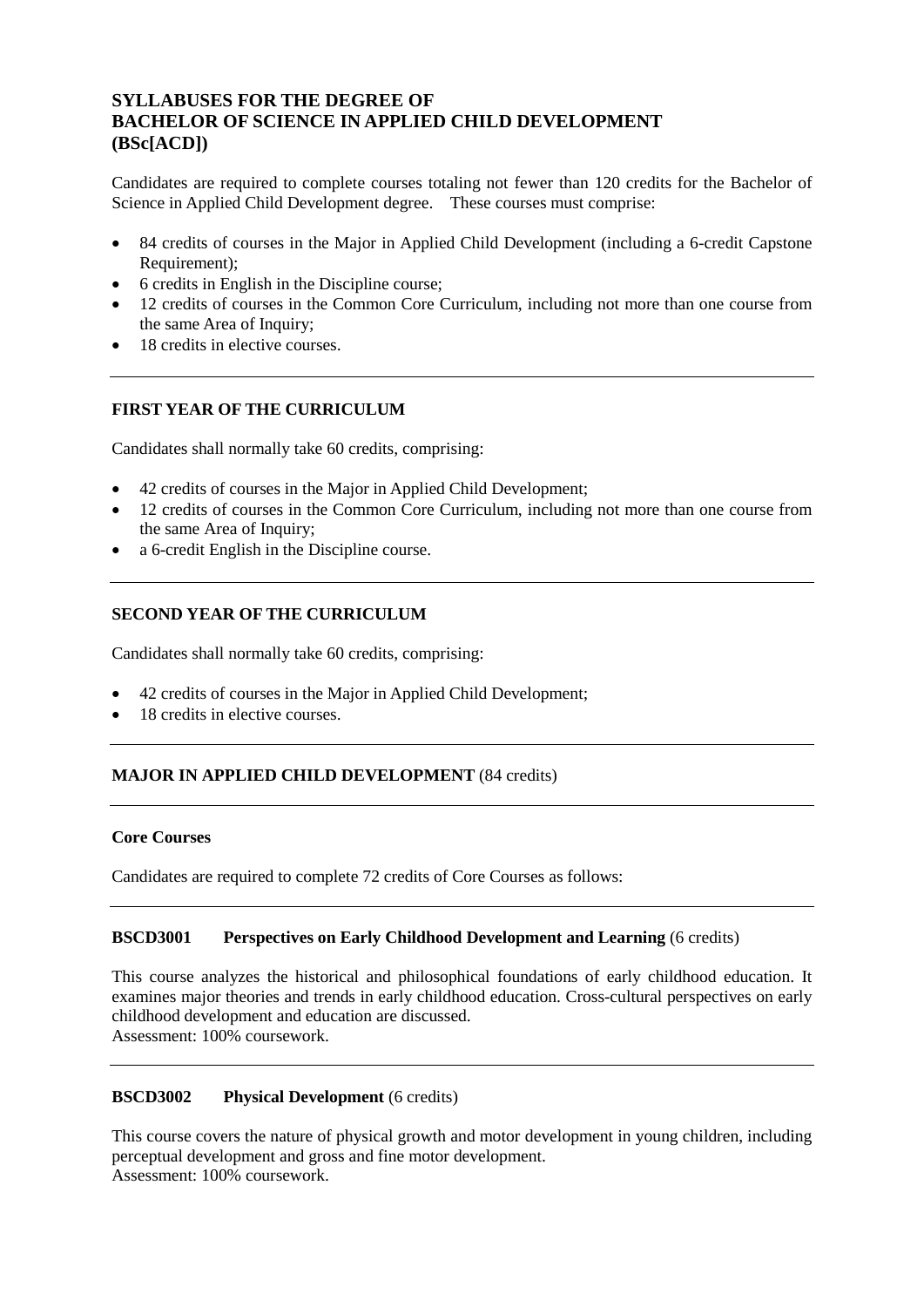## SYLLABUSES FOR THE DEGREE OF BACHELOR OF SCIENCE IN APPLIED CHILD DEVELOPMENT (BSc[ACD])

Candidates are required to complete courses totaling not fewer than 120 credits for the Bachelor of Science in Applied Child Development degree. These courses must comprise:

- 84 credits of courses in the Major in Applied Child Development (including a 6-credit Capstone Requirement);
- 6 credits in English in the Discipline course;
- 12 credits of courses in the Common Core Curriculum, including not more than one course from the same Area of Inquiry;
- 18 credits in elective courses.

---

### FIRST YEAR OF THE CURRICULUM

Candidates shall normally take 60 credits, comprising:

- 42 credits of courses in the Major in Applied Child Development;
- 12 credits of courses in the Common Core Curriculum, including not more than one course from the same Area of Inquiry;
- a 6-credit English in the Discipline course.

---

### SECOND YEAR OF THE CURRICULUM

Candidates shall normally take 60 credits, comprising:

- 42 credits of courses in the Major in Applied Child Development;
- 18 credits in elective courses.

---

### MAJOR IN APPLIED CHILD DEVELOPMENT (84 credits)

---

#### Core Courses

Candidates are required to complete 72 credits of Core Courses as follows:

---

**BSCD3001 Perspectives on Early Childhood Development and Learning** (6 credits)

This course analyzes the historical and philosophical foundations of early childhood education. It examines major theories and trends in early childhood education. Cross-cultural perspectives on early childhood development and education are discussed.
Assessment: 100% coursework.

---

**BSCD3002 Physical Development** (6 credits)

This course covers the nature of physical growth and motor development in young children, including perceptual development and gross and fine motor development.
Assessment: 100% coursework.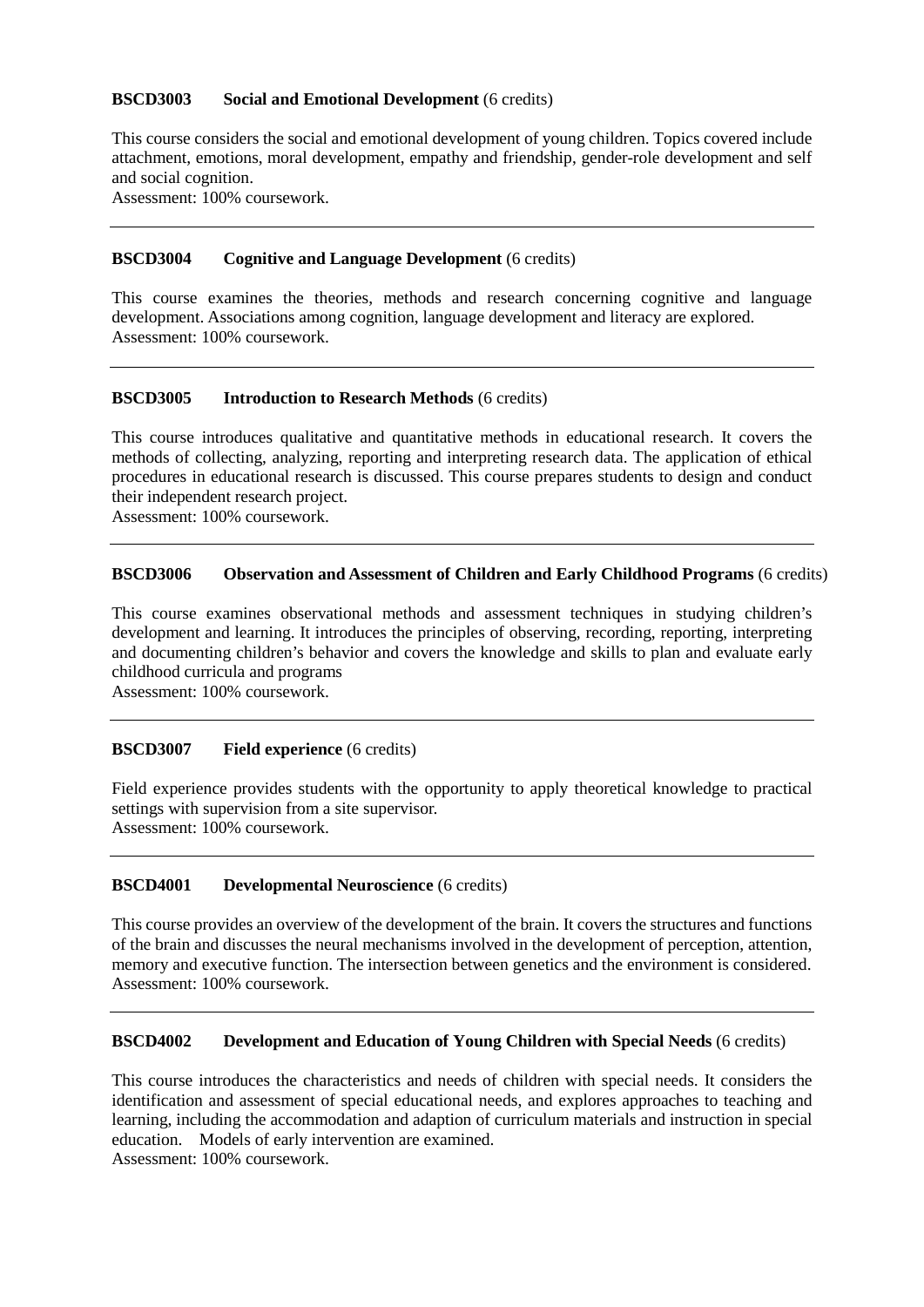**BSCD3003 Social and Emotional Development** (6 credits)

This course considers the social and emotional development of young children. Topics covered include attachment, emotions, moral development, empathy and friendship, gender-role development and self and social cognition.
Assessment: 100% coursework.

---

**BSCD3004 Cognitive and Language Development** (6 credits)

This course examines the theories, methods and research concerning cognitive and language development. Associations among cognition, language development and literacy are explored.
Assessment: 100% coursework.

---

**BSCD3005 Introduction to Research Methods** (6 credits)

This course introduces qualitative and quantitative methods in educational research. It covers the methods of collecting, analyzing, reporting and interpreting research data. The application of ethical procedures in educational research is discussed. This course prepares students to design and conduct their independent research project.
Assessment: 100% coursework.

---

**BSCD3006 Observation and Assessment of Children and Early Childhood Programs** (6 credits)

This course examines observational methods and assessment techniques in studying children's development and learning. It introduces the principles of observing, recording, reporting, interpreting and documenting children's behavior and covers the knowledge and skills to plan and evaluate early childhood curricula and programs
Assessment: 100% coursework.

---

**BSCD3007 Field experience** (6 credits)

Field experience provides students with the opportunity to apply theoretical knowledge to practical settings with supervision from a site supervisor.
Assessment: 100% coursework.

---

**BSCD4001 Developmental Neuroscience** (6 credits)

This course provides an overview of the development of the brain. It covers the structures and functions of the brain and discusses the neural mechanisms involved in the development of perception, attention, memory and executive function. The intersection between genetics and the environment is considered.
Assessment: 100% coursework.

---

**BSCD4002 Development and Education of Young Children with Special Needs** (6 credits)

This course introduces the characteristics and needs of children with special needs. It considers the identification and assessment of special educational needs, and explores approaches to teaching and learning, including the accommodation and adaption of curriculum materials and instruction in special education. Models of early intervention are examined.
Assessment: 100% coursework.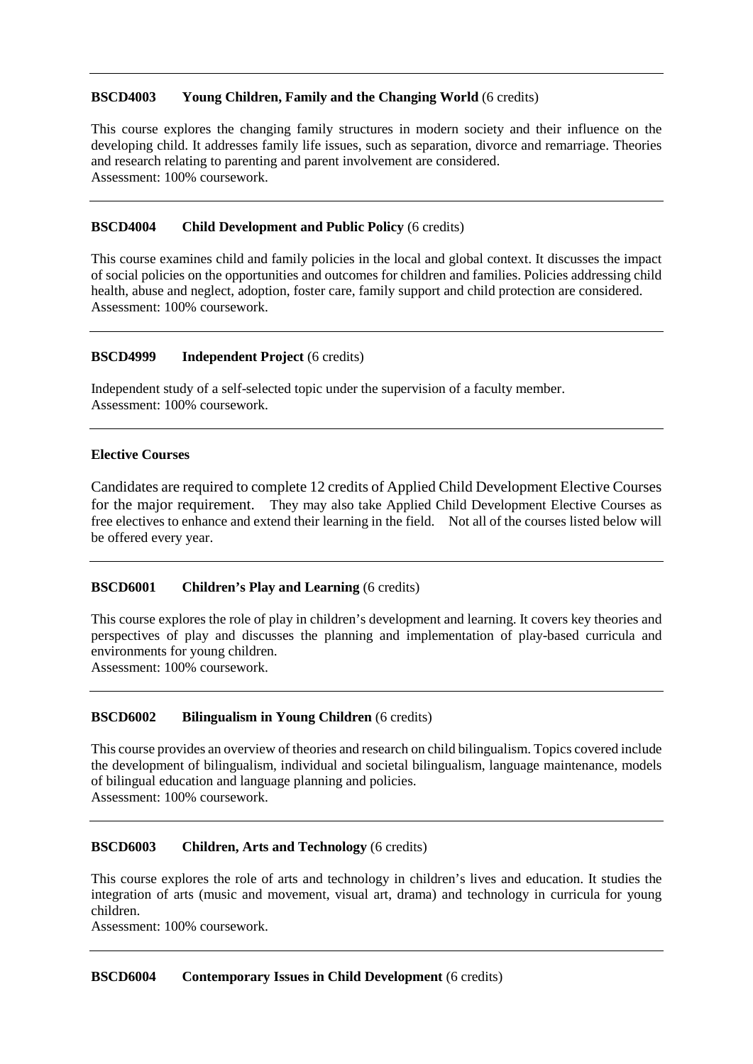---

**BSCD4003 Young Children, Family and the Changing World** (6 credits)

This course explores the changing family structures in modern society and their influence on the developing child. It addresses family life issues, such as separation, divorce and remarriage. Theories and research relating to parenting and parent involvement are considered.
Assessment: 100% coursework.

---

**BSCD4004 Child Development and Public Policy** (6 credits)

This course examines child and family policies in the local and global context. It discusses the impact of social policies on the opportunities and outcomes for children and families. Policies addressing child health, abuse and neglect, adoption, foster care, family support and child protection are considered.
Assessment: 100% coursework.

---

**BSCD4999 Independent Project** (6 credits)

Independent study of a self-selected topic under the supervision of a faculty member.
Assessment: 100% coursework.

---

**Elective Courses**

Candidates are required to complete 12 credits of Applied Child Development Elective Courses for the major requirement. They may also take Applied Child Development Elective Courses as free electives to enhance and extend their learning in the field. Not all of the courses listed below will be offered every year.

---

**BSCD6001 Children's Play and Learning** (6 credits)

This course explores the role of play in children's development and learning. It covers key theories and perspectives of play and discusses the planning and implementation of play-based curricula and environments for young children.
Assessment: 100% coursework.

---

**BSCD6002 Bilingualism in Young Children** (6 credits)

This course provides an overview of theories and research on child bilingualism. Topics covered include the development of bilingualism, individual and societal bilingualism, language maintenance, models of bilingual education and language planning and policies.
Assessment: 100% coursework.

---

**BSCD6003 Children, Arts and Technology** (6 credits)

This course explores the role of arts and technology in children's lives and education. It studies the integration of arts (music and movement, visual art, drama) and technology in curricula for young children.
Assessment: 100% coursework.

---

**BSCD6004 Contemporary Issues in Child Development** (6 credits)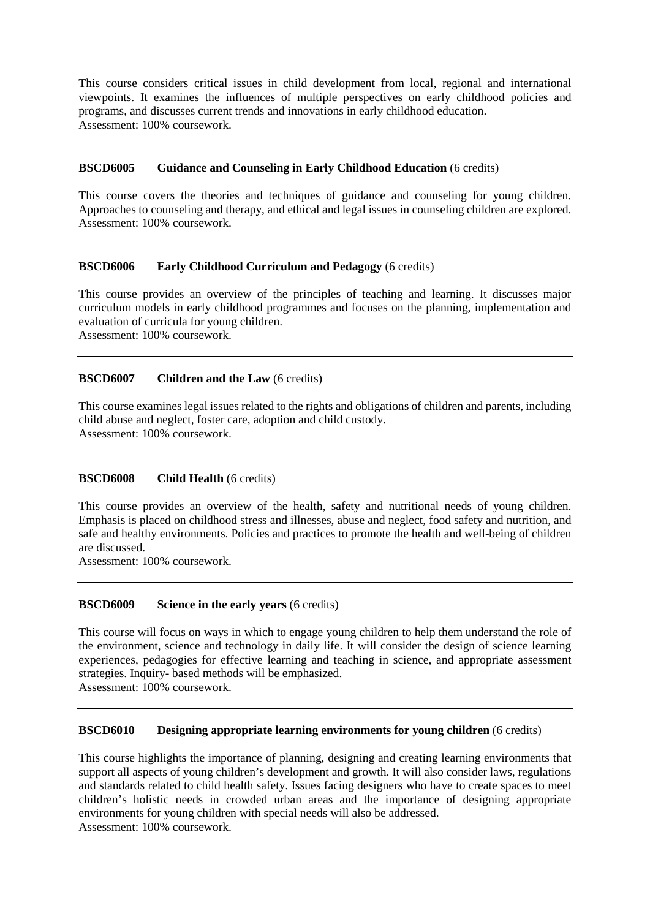This course considers critical issues in child development from local, regional and international viewpoints. It examines the influences of multiple perspectives on early childhood policies and programs, and discusses current trends and innovations in early childhood education.
Assessment: 100% coursework.

---

**BSCD6005 Guidance and Counseling in Early Childhood Education** (6 credits)

This course covers the theories and techniques of guidance and counseling for young children. Approaches to counseling and therapy, and ethical and legal issues in counseling children are explored.
Assessment: 100% coursework.

---

**BSCD6006 Early Childhood Curriculum and Pedagogy** (6 credits)

This course provides an overview of the principles of teaching and learning. It discusses major curriculum models in early childhood programmes and focuses on the planning, implementation and evaluation of curricula for young children.
Assessment: 100% coursework.

---

**BSCD6007 Children and the Law** (6 credits)

This course examines legal issues related to the rights and obligations of children and parents, including child abuse and neglect, foster care, adoption and child custody.
Assessment: 100% coursework.

---

**BSCD6008 Child Health** (6 credits)

This course provides an overview of the health, safety and nutritional needs of young children. Emphasis is placed on childhood stress and illnesses, abuse and neglect, food safety and nutrition, and safe and healthy environments. Policies and practices to promote the health and well-being of children are discussed.
Assessment: 100% coursework.

---

**BSCD6009 Science in the early years** (6 credits)

This course will focus on ways in which to engage young children to help them understand the role of the environment, science and technology in daily life. It will consider the design of science learning experiences, pedagogies for effective learning and teaching in science, and appropriate assessment strategies. Inquiry- based methods will be emphasized.
Assessment: 100% coursework.

---

**BSCD6010 Designing appropriate learning environments for young children** (6 credits)

This course highlights the importance of planning, designing and creating learning environments that support all aspects of young children's development and growth. It will also consider laws, regulations and standards related to child health safety. Issues facing designers who have to create spaces to meet children's holistic needs in crowded urban areas and the importance of designing appropriate environments for young children with special needs will also be addressed.
Assessment: 100% coursework.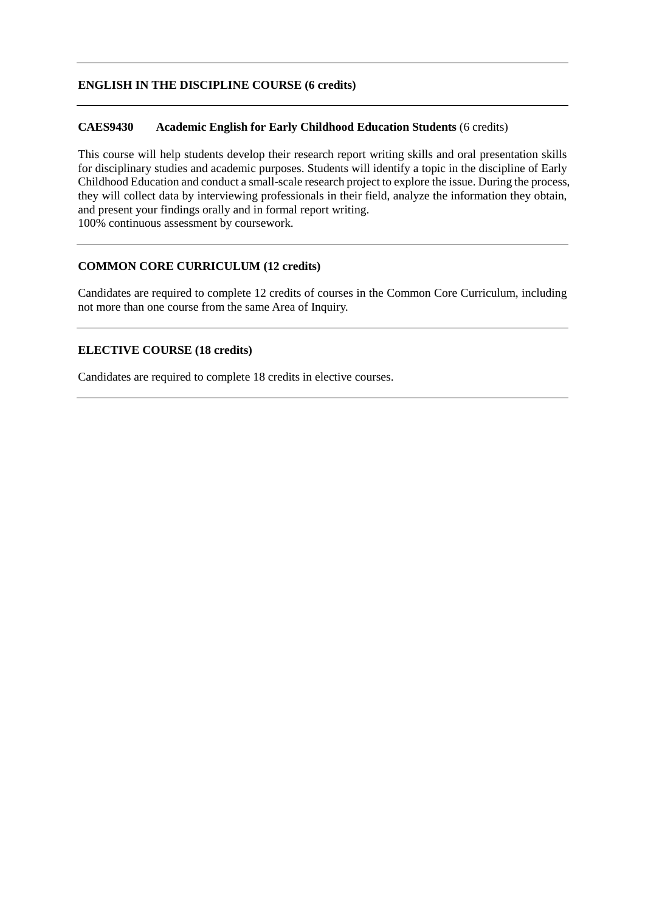---

**ENGLISH IN THE DISCIPLINE COURSE (6 credits)**

---

**CAES9430 Academic English for Early Childhood Education Students** (6 credits)

This course will help students develop their research report writing skills and oral presentation skills for disciplinary studies and academic purposes. Students will identify a topic in the discipline of Early Childhood Education and conduct a small-scale research project to explore the issue. During the process, they will collect data by interviewing professionals in their field, analyze the information they obtain, and present your findings orally and in formal report writing.
100% continuous assessment by coursework.

---

**COMMON CORE CURRICULUM (12 credits)**

Candidates are required to complete 12 credits of courses in the Common Core Curriculum, including not more than one course from the same Area of Inquiry.

---

**ELECTIVE COURSE (18 credits)**

Candidates are required to complete 18 credits in elective courses.

---